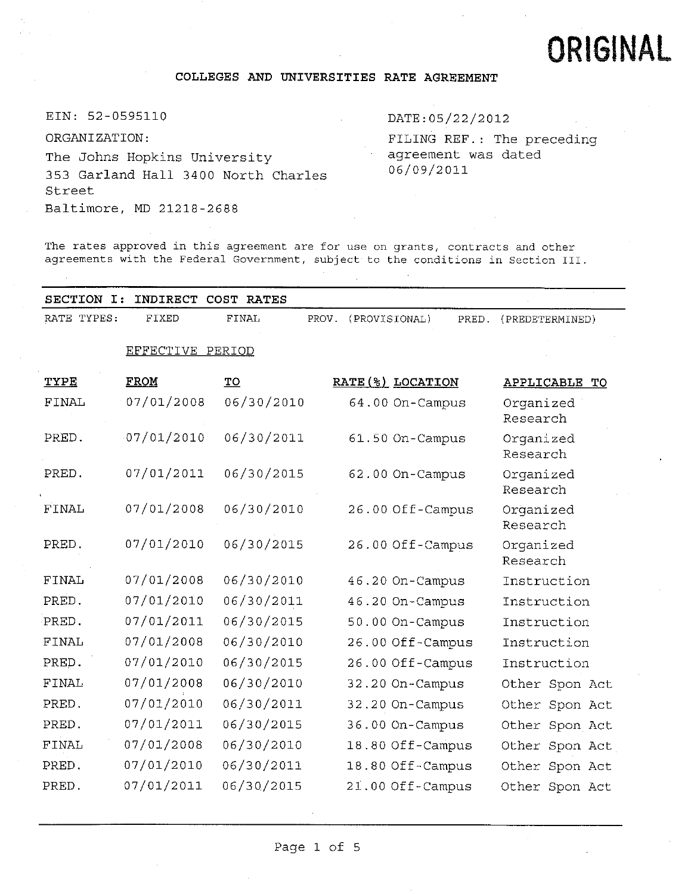ORIGINAL

# COLLEGES AND UNIVERSITIES RATE AGREEMENT

EIN: 52-0595110

ORGANIZATION:

The Johns Hopkins University
353 Garland Hall 3400 North Charles Street
Baltimore, MD 21218-2688

DATE:05/22/2012

FILING REF.: The preceding agreement was dated 06/09/2011

The rates approved in this agreement are for use on grants, contracts and other agreements with the Federal Government, subject to the conditions in Section III.

## SECTION I: INDIRECT COST RATES

RATE TYPES: FIXED FINAL PROV. (PROVISIONAL) PRED. (PREDETERMINED)

| TYPE | EFFECTIVE PERIOD FROM | TO | RATE(%) | LOCATION | APPLICABLE TO |
|---|---|---|---|---|---|
| FINAL | 07/01/2008 | 06/30/2010 | 64.00 | On-Campus | Organized Research |
| PRED. | 07/01/2010 | 06/30/2011 | 61.50 | On-Campus | Organized Research |
| PRED. | 07/01/2011 | 06/30/2015 | 62.00 | On-Campus | Organized Research |
| FINAL | 07/01/2008 | 06/30/2010 | 26.00 | Off-Campus | Organized Research |
| PRED. | 07/01/2010 | 06/30/2015 | 26.00 | Off-Campus | Organized Research |
| FINAL | 07/01/2008 | 06/30/2010 | 46.20 | On-Campus | Instruction |
| PRED. | 07/01/2010 | 06/30/2011 | 46.20 | On-Campus | Instruction |
| PRED. | 07/01/2011 | 06/30/2015 | 50.00 | On-Campus | Instruction |
| FINAL | 07/01/2008 | 06/30/2010 | 26.00 | Off-Campus | Instruction |
| PRED. | 07/01/2010 | 06/30/2015 | 26.00 | Off-Campus | Instruction |
| FINAL | 07/01/2008 | 06/30/2010 | 32.20 | On-Campus | Other Spon Act |
| PRED. | 07/01/2010 | 06/30/2011 | 32.20 | On-Campus | Other Spon Act |
| PRED. | 07/01/2011 | 06/30/2015 | 36.00 | On-Campus | Other Spon Act |
| FINAL | 07/01/2008 | 06/30/2010 | 18.80 | Off-Campus | Other Spon Act |
| PRED. | 07/01/2010 | 06/30/2011 | 18.80 | Off-Campus | Other Spon Act |
| PRED. | 07/01/2011 | 06/30/2015 | 21.00 | Off-Campus | Other Spon Act |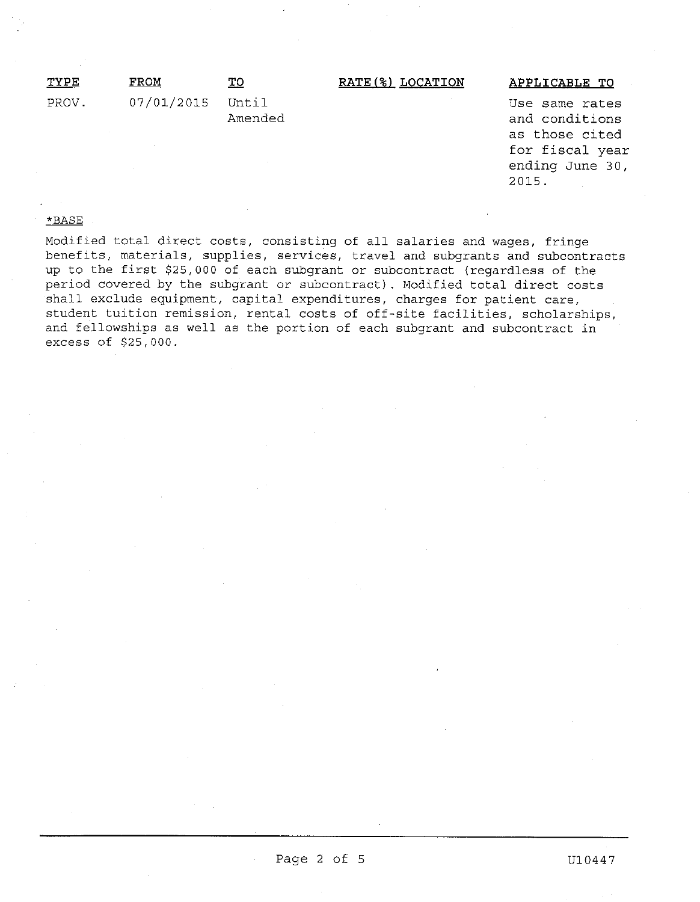| TYPE | FROM | TO | RATE(%) | LOCATION | APPLICABLE TO |
|---|---|---|---|---|---|
| PROV. | 07/01/2015 | Until Amended | | | Use same rates and conditions as those cited for fiscal year ending June 30, 2015. |

*BASE

Modified total direct costs, consisting of all salaries and wages, fringe benefits, materials, supplies, services, travel and subgrants and subcontracts up to the first $25,000 of each subgrant or subcontract (regardless of the period covered by the subgrant or subcontract). Modified total direct costs shall exclude equipment, capital expenditures, charges for patient care, student tuition remission, rental costs of off-site facilities, scholarships, and fellowships as well as the portion of each subgrant and subcontract in excess of $25,000.

U10447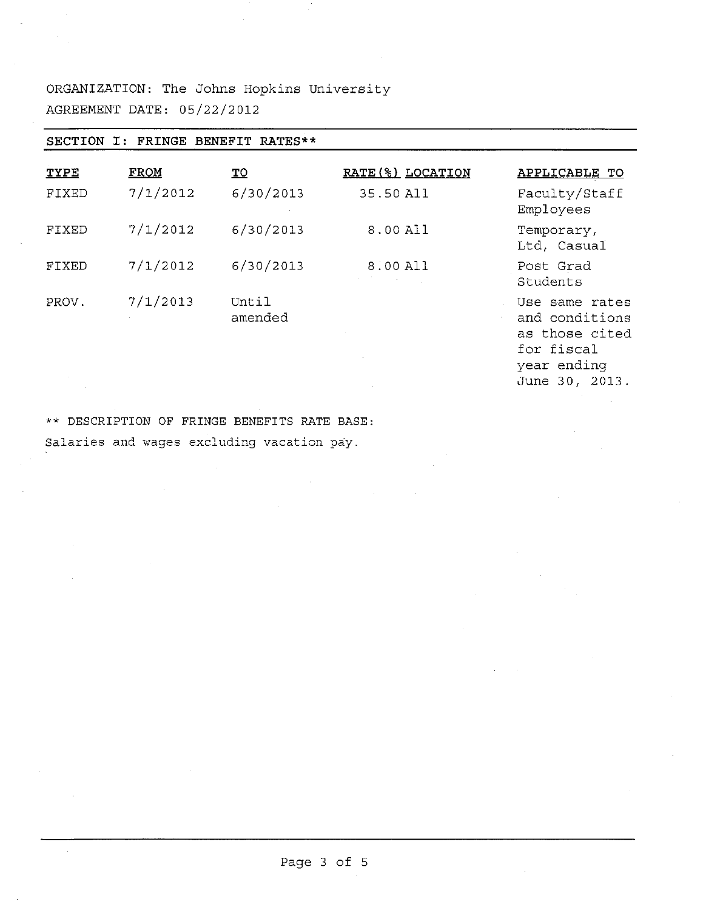ORGANIZATION: The Johns Hopkins University

AGREEMENT DATE: 05/22/2012

## SECTION I: FRINGE BENEFIT RATES**

| TYPE | FROM | TO | RATE(%) | LOCATION | APPLICABLE TO |
|---|---|---|---|---|---|
| FIXED | 7/1/2012 | 6/30/2013 | 35.50 | All | Faculty/Staff Employees |
| FIXED | 7/1/2012 | 6/30/2013 | 8.00 | All | Temporary, Ltd, Casual |
| FIXED | 7/1/2012 | 6/30/2013 | 8.00 | All | Post Grad Students |
| PROV. | 7/1/2013 | Until amended | | | Use same rates and conditions as those cited for fiscal year ending June 30, 2013. |

** DESCRIPTION OF FRINGE BENEFITS RATE BASE:

Salaries and wages excluding vacation pay.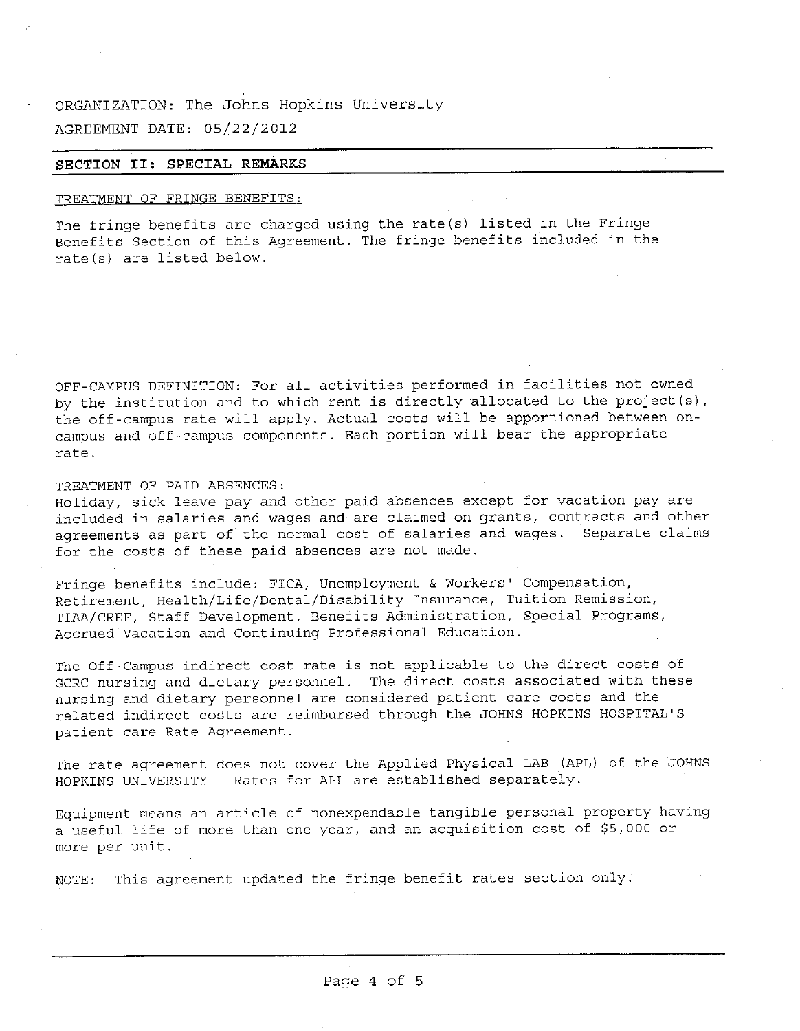ORGANIZATION: The Johns Hopkins University

AGREEMENT DATE: 05/22/2012

## SECTION II: SPECIAL REMARKS

TREATMENT OF FRINGE BENEFITS:

The fringe benefits are charged using the rate(s) listed in the Fringe Benefits Section of this Agreement. The fringe benefits included in the rate(s) are listed below.

OFF-CAMPUS DEFINITION: For all activities performed in facilities not owned by the institution and to which rent is directly allocated to the project(s), the off-campus rate will apply. Actual costs will be apportioned between on-campus and off-campus components. Each portion will bear the appropriate rate.

TREATMENT OF PAID ABSENCES:
Holiday, sick leave pay and other paid absences except for vacation pay are included in salaries and wages and are claimed on grants, contracts and other agreements as part of the normal cost of salaries and wages. Separate claims for the costs of these paid absences are not made.

Fringe benefits include: FICA, Unemployment & Workers' Compensation, Retirement, Health/Life/Dental/Disability Insurance, Tuition Remission, TIAA/CREF, Staff Development, Benefits Administration, Special Programs, Accrued Vacation and Continuing Professional Education.

The Off-Campus indirect cost rate is not applicable to the direct costs of GCRC nursing and dietary personnel. The direct costs associated with these nursing and dietary personnel are considered patient care costs and the related indirect costs are reimbursed through the JOHNS HOPKINS HOSPITAL'S patient care Rate Agreement.

The rate agreement does not cover the Applied Physical LAB (APL) of the JOHNS HOPKINS UNIVERSITY. Rates for APL are established separately.

Equipment means an article of nonexpendable tangible personal property having a useful life of more than one year, and an acquisition cost of $5,000 or more per unit.

NOTE: This agreement updated the fringe benefit rates section only.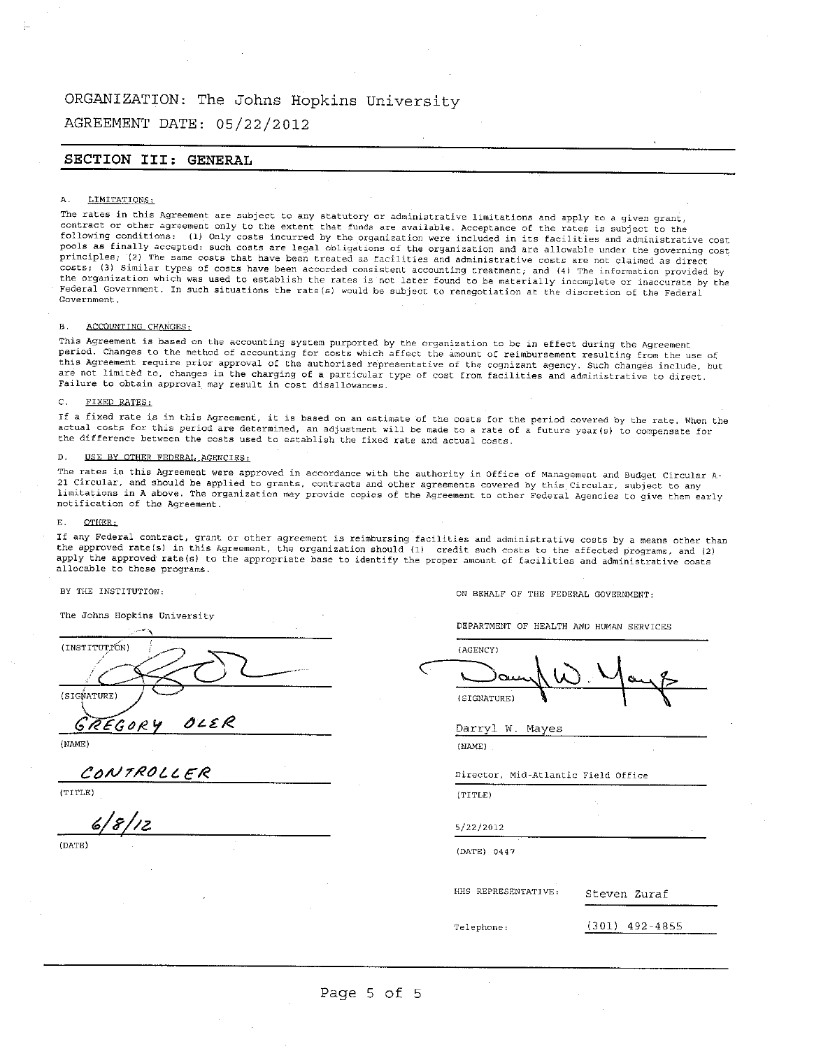ORGANIZATION: The Johns Hopkins University

AGREEMENT DATE: 05/22/2012

## SECTION III: GENERAL

A. LIMITATIONS:

The rates in this Agreement are subject to any statutory or administrative limitations and apply to a given grant, contract or other agreement only to the extent that funds are available. Acceptance of the rates is subject to the following conditions: (1) Only costs incurred by the organization were included in its facilities and administrative cost pools as finally accepted: such costs are legal obligations of the organization and are allowable under the governing cost principles; (2) The same costs that have been treated as facilities and administrative costs are not claimed as direct costs; (3) Similar types of costs have been accorded consistent accounting treatment; and (4) The information provided by the organization which was used to establish the rates is not later found to be materially incomplete or inaccurate by the Federal Government. In such situations the rate(s) would be subject to renegotiation at the discretion of the Federal Government.

B. ACCOUNTING CHANGES:

This Agreement is based on the accounting system purported by the organization to be in effect during the Agreement period. Changes to the method of accounting for costs which affect the amount of reimbursement resulting from the use of this Agreement require prior approval of the authorized representative of the cognizant agency. Such changes include, but are not limited to, changes in the charging of a particular type of cost from facilities and administrative to direct. Failure to obtain approval may result in cost disallowances.

C. FIXED RATES:

If a fixed rate is in this Agreement, it is based on an estimate of the costs for the period covered by the rate. When the actual costs for this period are determined, an adjustment will be made to a rate of a future year(s) to compensate for the difference between the costs used to establish the fixed rate and actual costs.

D. USE BY OTHER FEDERAL AGENCIES:

The rates in this Agreement were approved in accordance with the authority in Office of Management and Budget Circular A-21 Circular, and should be applied to grants, contracts and other agreements covered by this Circular, subject to any limitations in A above. The organization may provide copies of the Agreement to other Federal Agencies to give them early notification of the Agreement.

E. OTHER:

If any Federal contract, grant or other agreement is reimbursing facilities and administrative costs by a means other than the approved rate(s) in this Agreement, the organization should (1) credit such costs to the affected programs, and (2) apply the approved rate(s) to the appropriate base to identify the proper amount of facilities and administrative costs allocable to these programs.

BY THE INSTITUTION:

The Johns Hopkins University

(INSTITUTION)

[Signature]

(SIGNATURE)

GREGORY OLER

(NAME)

CONTROLLER

(TITLE)

6/8/12

(DATE)

ON BEHALF OF THE FEDERAL GOVERNMENT:

DEPARTMENT OF HEALTH AND HUMAN SERVICES

(AGENCY)

[Signature]

(SIGNATURE)

Darryl W. Mayes

(NAME)

Director, Mid-Atlantic Field Office

(TITLE)

5/22/2012

(DATE) 0447

HHS REPRESENTATIVE: Steven Zuraf

Telephone: (301) 492-4855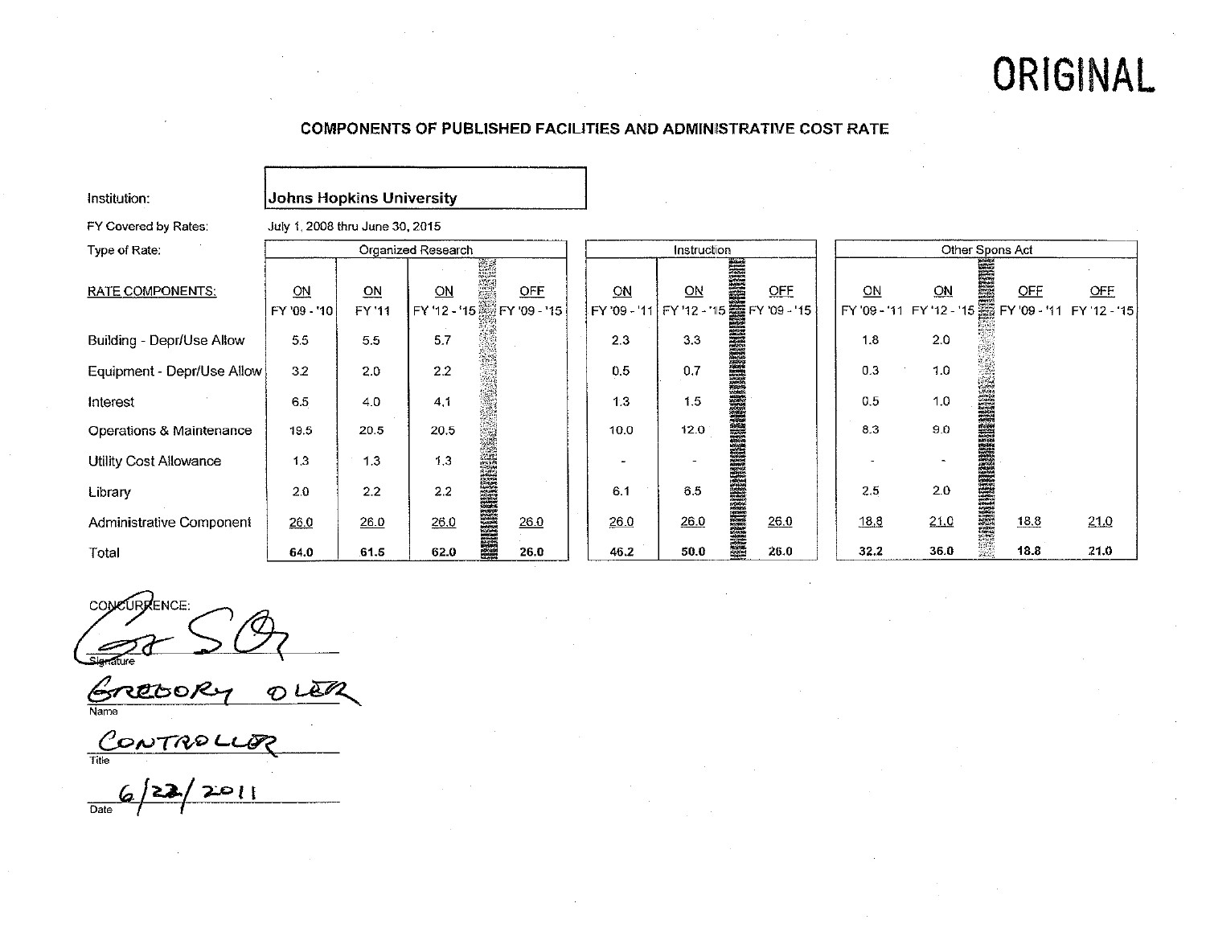ORIGINAL

## COMPONENTS OF PUBLISHED FACILITIES AND ADMINISTRATIVE COST RATE

Institution: **Johns Hopkins University**

FY Covered by Rates: July 1, 2008 thru June 30, 2015

| Type of Rate: | Organized Research | | | | Instruction | | | Other Spons Act | | | |
|---|---|---|---|---|---|---|---|---|---|---|---|
| RATE COMPONENTS: | ON FY '09 - '10 | ON FY '11 | ON FY '12 - '15 | OFF FY '09 - '15 | ON FY '09 - '11 | ON FY '12 - '15 | OFF FY '09 - '15 | ON FY '09 - '11 | ON FY '12 - '15 | OFF FY '09 - '11 | OFF FY '12 - '15 |
| Building - Depr/Use Allow | 5.5 | 5.5 | 5.7 | | 2.3 | 3.3 | | 1.8 | 2.0 | | |
| Equipment - Depr/Use Allow | 3.2 | 2.0 | 2.2 | | 0.5 | 0.7 | | 0.3 | 1.0 | | |
| Interest | 6.5 | 4.0 | 4.1 | | 1.3 | 1.5 | | 0.5 | 1.0 | | |
| Operations & Maintenance | 19.5 | 20.5 | 20.5 | | 10.0 | 12.0 | | 8.3 | 9.0 | | |
| Utility Cost Allowance | 1.3 | 1.3 | 1.3 | | - | - | | - | - | | |
| Library | 2.0 | 2.2 | 2.2 | | 6.1 | 6.5 | | 2.5 | 2.0 | | |
| Administrative Component | 26.0 | 26.0 | 26.0 | 26.0 | 26.0 | 26.0 | 26.0 | 18.8 | 21.0 | 18.8 | 21.0 |
| Total | **64.0** | **61.5** | **62.0** | **26.0** | **46.2** | **50.0** | **26.0** | **32.2** | **36.0** | **18.8** | **21.0** |

CONCURRENCE:

Signature: [signature]

Name: GREGORY OLER

Title: CONTROLLER

Date: 6/22/2011